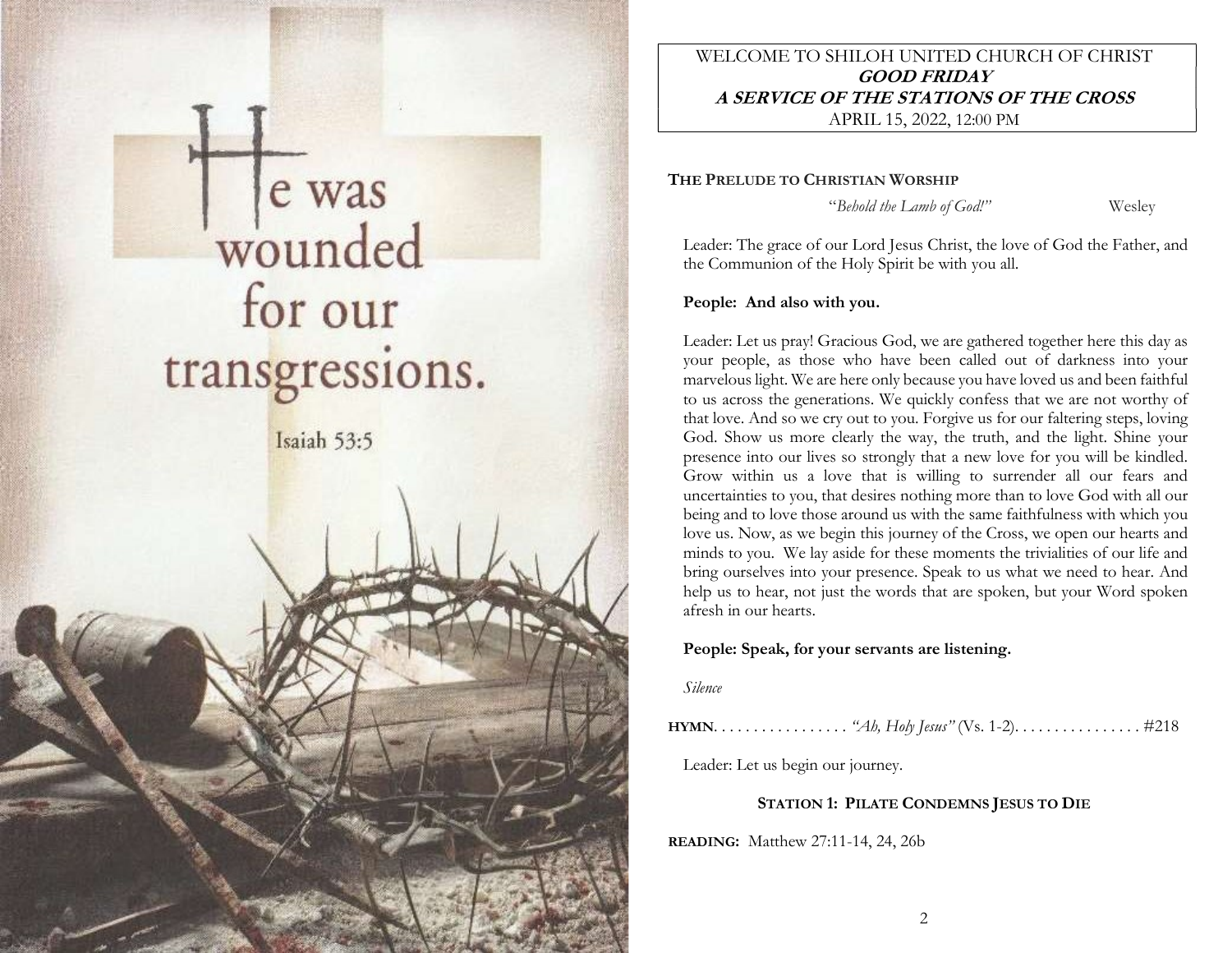He was wounded for our transgressions.

Isaiah 53:5

WELCOME TO SHILOH UNITED CHURCH OF CHRIST
***GOOD FRIDAY***
***A SERVICE OF THE STATIONS OF THE CROSS***
APRIL 15, 2022, 12:00 PM

**THE PRELUDE TO CHRISTIAN WORSHIP**

*"Behold the Lamb of God!"* Wesley

Leader: The grace of our Lord Jesus Christ, the love of God the Father, and the Communion of the Holy Spirit be with you all.

**People: And also with you.**

Leader: Let us pray! Gracious God, we are gathered together here this day as your people, as those who have been called out of darkness into your marvelous light. We are here only because you have loved us and been faithful to us across the generations. We quickly confess that we are not worthy of that love. And so we cry out to you. Forgive us for our faltering steps, loving God. Show us more clearly the way, the truth, and the light. Shine your presence into our lives so strongly that a new love for you will be kindled. Grow within us a love that is willing to surrender all our fears and uncertainties to you, that desires nothing more than to love God with all our being and to love those around us with the same faithfulness with which you love us. Now, as we begin this journey of the Cross, we open our hearts and minds to you. We lay aside for these moments the trivialities of our life and bring ourselves into your presence. Speak to us what we need to hear. And help us to hear, not just the words that are spoken, but your Word spoken afresh in our hearts.

**People: Speak, for your servants are listening.**

*Silence*

**HYMN**. . . . . . . . . . . . . . . . . *"Ah, Holy Jesus"* (Vs. 1-2). . . . . . . . . . . . . . . . #218

Leader: Let us begin our journey.

**STATION 1: PILATE CONDEMNS JESUS TO DIE**

**READING:** Matthew 27:11-14, 24, 26b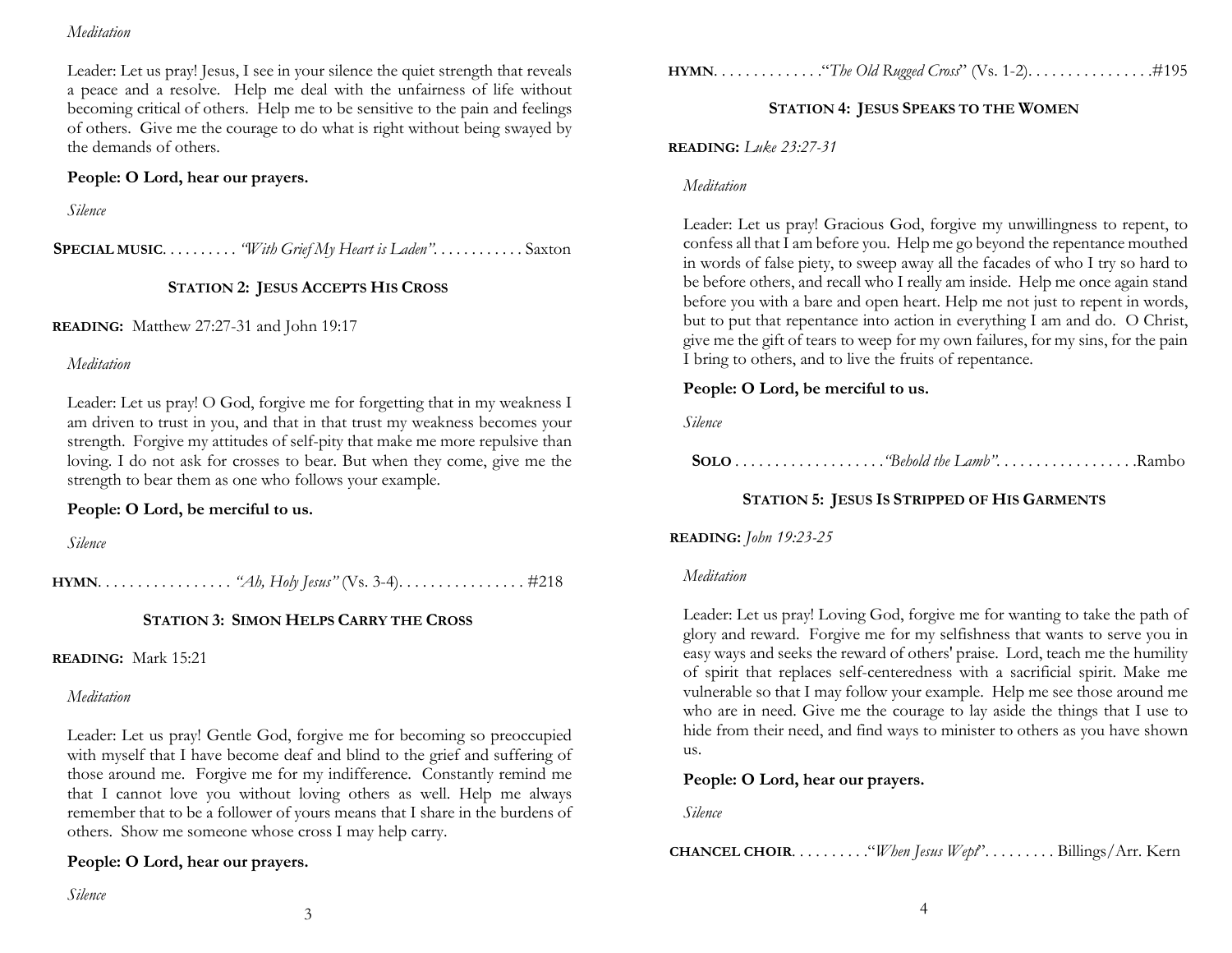*Meditation*

Leader: Let us pray! Jesus, I see in your silence the quiet strength that reveals a peace and a resolve. Help me deal with the unfairness of life without becoming critical of others. Help me to be sensitive to the pain and feelings of others. Give me the courage to do what is right without being swayed by the demands of others.

**People: O Lord, hear our prayers.**

*Silence*

**SPECIAL MUSIC**. . . . . . . . . *"With Grief My Heart is Laden"*. . . . . . . . . . . Saxton

### STATION 2: JESUS ACCEPTS HIS CROSS

**READING:** Matthew 27:27-31 and John 19:17

*Meditation*

Leader: Let us pray! O God, forgive me for forgetting that in my weakness I am driven to trust in you, and that in that trust my weakness becomes your strength. Forgive my attitudes of self-pity that make me more repulsive than loving. I do not ask for crosses to bear. But when they come, give me the strength to bear them as one who follows your example.

**People: O Lord, be merciful to us.**

*Silence*

**HYMN**. . . . . . . . . . . . . . . . *"Ah, Holy Jesus"* (Vs. 3-4). . . . . . . . . . . . . . . #218

### STATION 3: SIMON HELPS CARRY THE CROSS

**READING:** Mark 15:21

*Meditation*

Leader: Let us pray! Gentle God, forgive me for becoming so preoccupied with myself that I have become deaf and blind to the grief and suffering of those around me. Forgive me for my indifference. Constantly remind me that I cannot love you without loving others as well. Help me always remember that to be a follower of yours means that I share in the burdens of others. Show me someone whose cross I may help carry.

**People: O Lord, hear our prayers.**

*Silence*

**HYMN**. . . . . . . . . . . . ."*The Old Rugged Cross*" (Vs. 1-2). . . . . . . . . . . . . . . .#195

### STATION 4: JESUS SPEAKS TO THE WOMEN

**READING:** *Luke 23:27-31*

*Meditation*

Leader: Let us pray! Gracious God, forgive my unwillingness to repent, to confess all that I am before you. Help me go beyond the repentance mouthed in words of false piety, to sweep away all the facades of who I try so hard to be before others, and recall who I really am inside. Help me once again stand before you with a bare and open heart. Help me not just to repent in words, but to put that repentance into action in everything I am and do. O Christ, give me the gift of tears to weep for my own failures, for my sins, for the pain I bring to others, and to live the fruits of repentance.

**People: O Lord, be merciful to us.**

*Silence*

**SOLO** . . . . . . . . . . . . . . . . . .*"Behold the Lamb"*. . . . . . . . . . . . . . . . .Rambo

### STATION 5: JESUS IS STRIPPED OF HIS GARMENTS

**READING:** *John 19:23-25*

*Meditation*

Leader: Let us pray! Loving God, forgive me for wanting to take the path of glory and reward. Forgive me for my selfishness that wants to serve you in easy ways and seeks the reward of others' praise. Lord, teach me the humility of spirit that replaces self-centeredness with a sacrificial spirit. Make me vulnerable so that I may follow your example. Help me see those around me who are in need. Give me the courage to lay aside the things that I use to hide from their need, and find ways to minister to others as you have shown us.

**People: O Lord, hear our prayers.**

*Silence*

**CHANCEL CHOIR**. . . . . . . . ."*When Jesus Wept*". . . . . . . . . Billings/Arr. Kern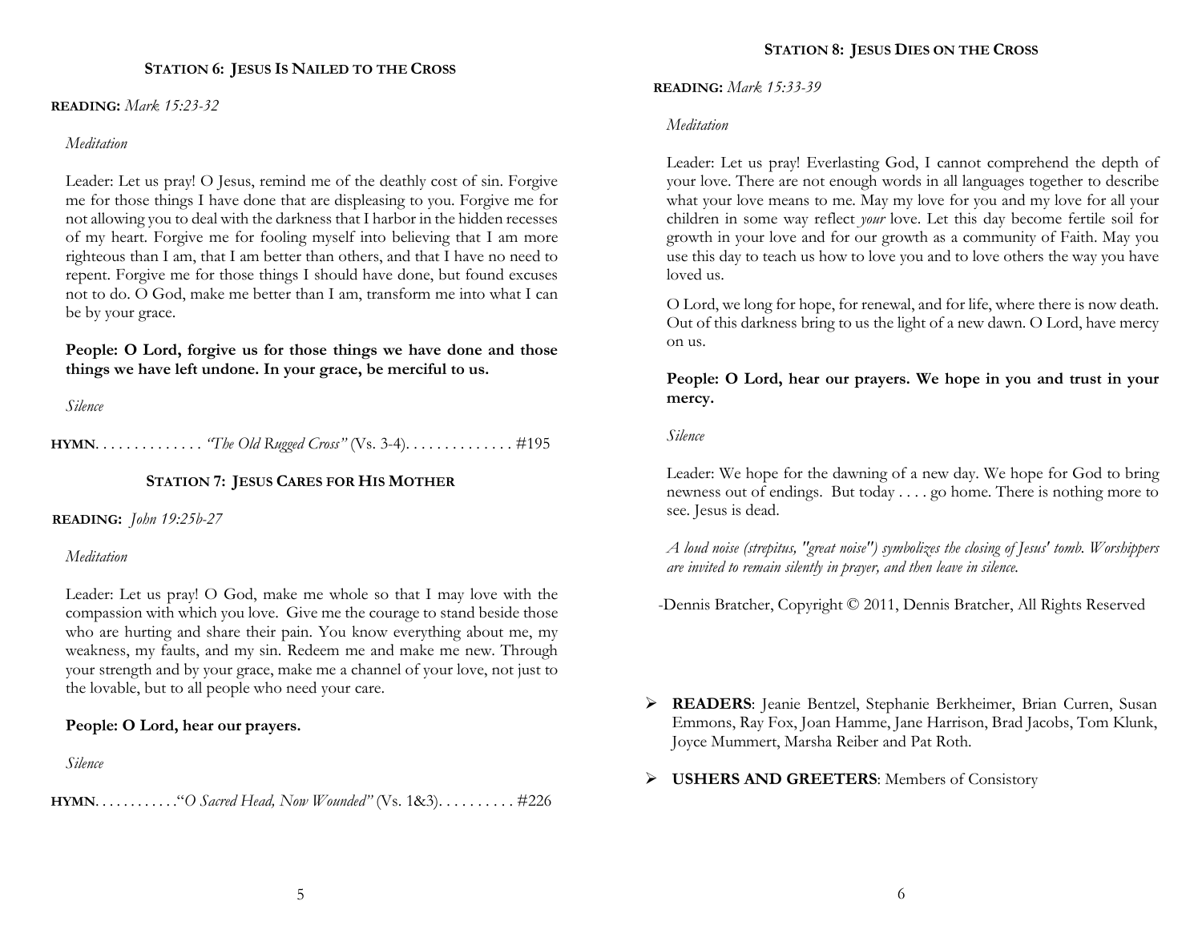### STATION 6: JESUS IS NAILED TO THE CROSS

**READING:** *Mark 15:23-32*

*Meditation*

Leader: Let us pray! O Jesus, remind me of the deathly cost of sin. Forgive me for those things I have done that are displeasing to you. Forgive me for not allowing you to deal with the darkness that I harbor in the hidden recesses of my heart. Forgive me for fooling myself into believing that I am more righteous than I am, that I am better than others, and that I have no need to repent. Forgive me for those things I should have done, but found excuses not to do. O God, make me better than I am, transform me into what I can be by your grace.

**People: O Lord, forgive us for those things we have done and those things we have left undone. In your grace, be merciful to us.**

*Silence*

**HYMN**. . . . . . . . . . . . . *"The Old Rugged Cross"* (Vs. 3-4). . . . . . . . . . . . . #195

### STATION 7: JESUS CARES FOR HIS MOTHER

**READING:** *John 19:25b-27*

*Meditation*

Leader: Let us pray! O God, make me whole so that I may love with the compassion with which you love. Give me the courage to stand beside those who are hurting and share their pain. You know everything about me, my weakness, my faults, and my sin. Redeem me and make me new. Through your strength and by your grace, make me a channel of your love, not just to the lovable, but to all people who need your care.

**People: O Lord, hear our prayers.**

*Silence*

**HYMN**. . . . . . . . . . ."*O Sacred Head, Now Wounded"* (Vs. 1&3). . . . . . . . . . #226

### STATION 8: JESUS DIES ON THE CROSS

**READING:** *Mark 15:33-39*

*Meditation*

Leader: Let us pray! Everlasting God, I cannot comprehend the depth of your love. There are not enough words in all languages together to describe what your love means to me. May my love for you and my love for all your children in some way reflect *your* love. Let this day become fertile soil for growth in your love and for our growth as a community of Faith. May you use this day to teach us how to love you and to love others the way you have loved us.

O Lord, we long for hope, for renewal, and for life, where there is now death. Out of this darkness bring to us the light of a new dawn. O Lord, have mercy on us.

**People: O Lord, hear our prayers. We hope in you and trust in your mercy.**

*Silence*

Leader: We hope for the dawning of a new day. We hope for God to bring newness out of endings. But today . . . . go home. There is nothing more to see. Jesus is dead.

*A loud noise (strepitus, "great noise") symbolizes the closing of Jesus' tomb. Worshippers are invited to remain silently in prayer, and then leave in silence.*

-Dennis Bratcher, Copyright © 2011, Dennis Bratcher, All Rights Reserved

- **READERS**: Jeanie Bentzel, Stephanie Berkheimer, Brian Curren, Susan Emmons, Ray Fox, Joan Hamme, Jane Harrison, Brad Jacobs, Tom Klunk, Joyce Mummert, Marsha Reiber and Pat Roth.
- **USHERS AND GREETERS**: Members of Consistory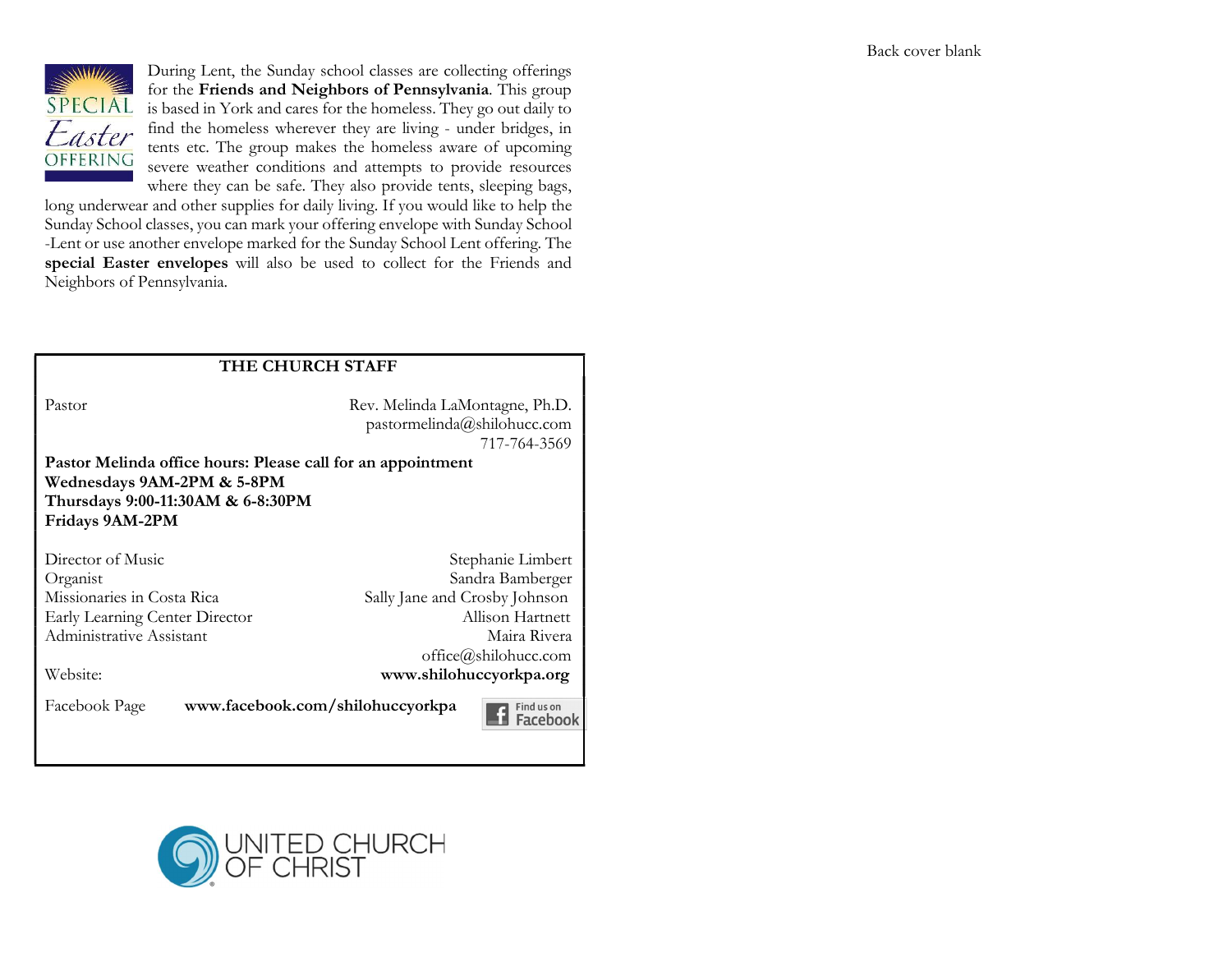SPECIAL *Easter* OFFERING

During Lent, the Sunday school classes are collecting offerings for the **Friends and Neighbors of Pennsylvania**. This group is based in York and cares for the homeless. They go out daily to find the homeless wherever they are living - under bridges, in tents etc. The group makes the homeless aware of upcoming severe weather conditions and attempts to provide resources where they can be safe. They also provide tents, sleeping bags, long underwear and other supplies for daily living. If you would like to help the Sunday School classes, you can mark your offering envelope with Sunday School -Lent or use another envelope marked for the Sunday School Lent offering. The **special Easter envelopes** will also be used to collect for the Friends and Neighbors of Pennsylvania.

## THE CHURCH STAFF

| | |
|---|---|
| Pastor | Rev. Melinda LaMontagne, Ph.D.<br>pastormelinda@shilohucc.com<br>717-764-3569 |

**Pastor Melinda office hours: Please call for an appointment**
**Wednesdays 9AM-2PM & 5-8PM**
**Thursdays 9:00-11:30AM & 6-8:30PM**
**Fridays 9AM-2PM**

| | |
|---|---|
| Director of Music | Stephanie Limbert |
| Organist | Sandra Bamberger |
| Missionaries in Costa Rica | Sally Jane and Crosby Johnson |
| Early Learning Center Director | Allison Hartnett |
| Administrative Assistant | Maira Rivera<br>office@shilohucc.com |
| Website: | **www.shilohuccyorkpa.org** |
| Facebook Page | **www.facebook.com/shilohuccyorkpa** |

Find us on Facebook

UNITED CHURCH OF CHRIST

Back cover blank